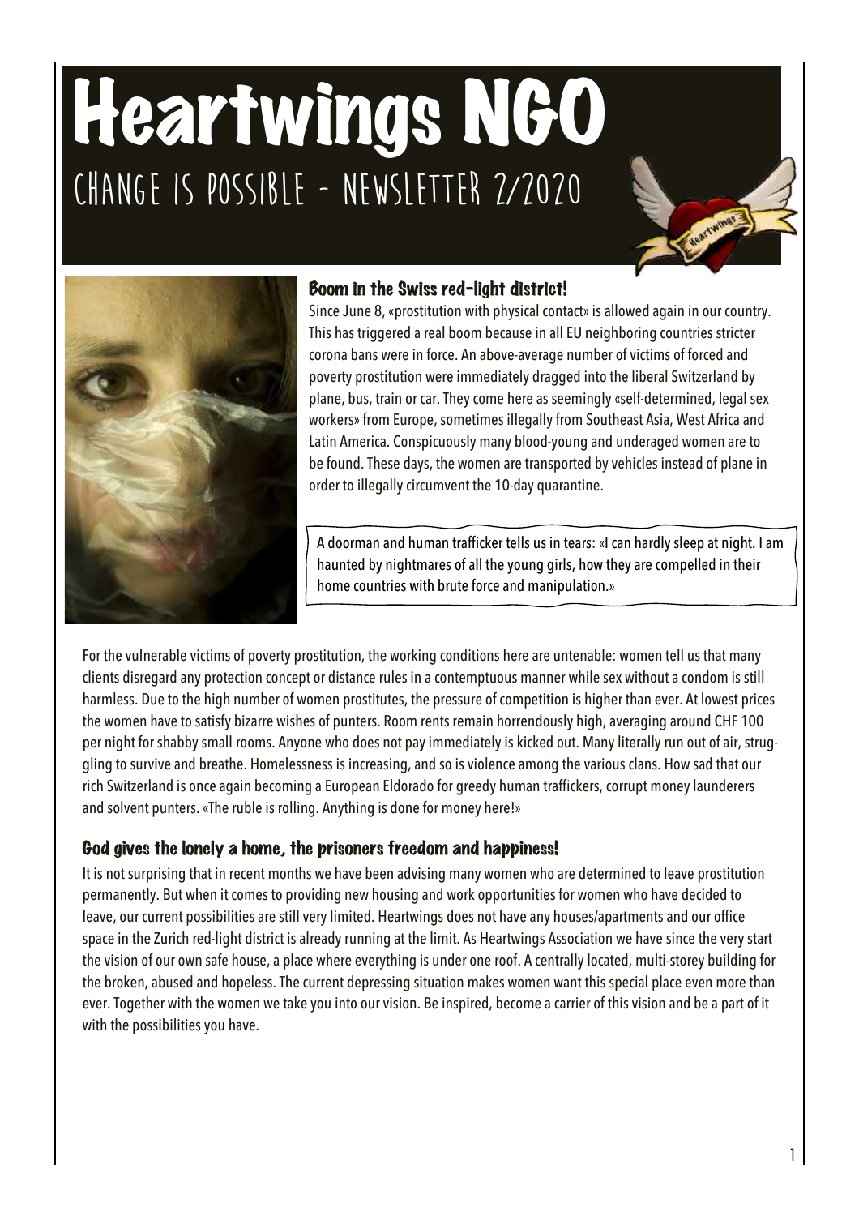# Heartwings NGO

## CHANGE IS POSSIBLE - NEWSLETTER 2/2020

### Boom in the Swiss red-light district!

Since June 8, «prostitution with physical contact» is allowed again in our country. This has triggered a real boom because in all EU neighboring countries stricter corona bans were in force. An above-average number of victims of forced and poverty prostitution were immediately dragged into the liberal Switzerland by plane, bus, train or car. They come here as seemingly «self-determined, legal sex workers» from Europe, sometimes illegally from Southeast Asia, West Africa and Latin America. Conspicuously many blood-young and underaged women are to be found. These days, the women are transported by vehicles instead of plane in order to illegally circumvent the 10-day quarantine.

> A doorman and human trafficker tells us in tears: «I can hardly sleep at night. I am haunted by nightmares of all the young girls, how they are compelled in their home countries with brute force and manipulation.»

For the vulnerable victims of poverty prostitution, the working conditions here are untenable: women tell us that many clients disregard any protection concept or distance rules in a contemptuous manner while sex without a condom is still harmless. Due to the high number of women prostitutes, the pressure of competition is higher than ever. At lowest prices the women have to satisfy bizarre wishes of punters. Room rents remain horrendously high, averaging around CHF 100 per night for shabby small rooms. Anyone who does not pay immediately is kicked out. Many literally run out of air, struggling to survive and breathe. Homelessness is increasing, and so is violence among the various clans. How sad that our rich Switzerland is once again becoming a European Eldorado for greedy human traffickers, corrupt money launderers and solvent punters. «The ruble is rolling. Anything is done for money here!»

### God gives the lonely a home, the prisoners freedom and happiness!

It is not surprising that in recent months we have been advising many women who are determined to leave prostitution permanently. But when it comes to providing new housing and work opportunities for women who have decided to leave, our current possibilities are still very limited. Heartwings does not have any houses/apartments and our office space in the Zurich red-light district is already running at the limit. As Heartwings Association we have since the very start the vision of our own safe house, a place where everything is under one roof. A centrally located, multi-storey building for the broken, abused and hopeless. The current depressing situation makes women want this special place even more than ever. Together with the women we take you into our vision. Be inspired, become a carrier of this vision and be a part of it with the possibilities you have.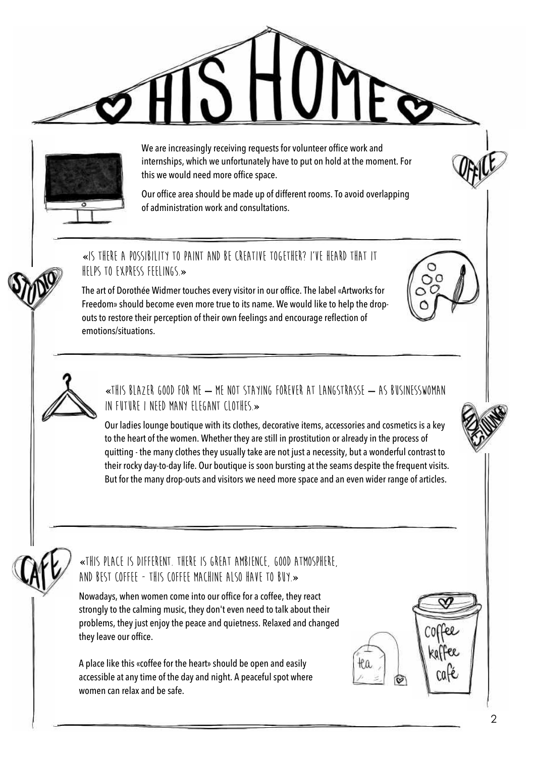# HIS HOME

## OFFICE

We are increasingly receiving requests for volunteer office work and internships, which we unfortunately have to put on hold at the moment. For this we would need more office space.

Our office area should be made up of different rooms. To avoid overlapping of administration work and consultations.

## STUDIO

### «IS THERE A POSSIBILITY TO PAINT AND BE CREATIVE TOGETHER? I'VE HEARD THAT IT HELPS TO EXPRESS FEELINGS.»

The art of Dorothée Widmer touches every visitor in our office. The label «Artworks for Freedom» should become even more true to its name. We would like to help the drop-outs to restore their perception of their own feelings and encourage reflection of emotions/situations.

## LADIES LOUNGE

### «THIS BLAZER GOOD FOR ME — ME NOT STAYING FOREVER AT LANGSTRASSE — AS BUSINESSWOMAN IN FUTURE I NEED MANY ELEGANT CLOTHES.»

Our ladies lounge boutique with its clothes, decorative items, accessories and cosmetics is a key to the heart of the women. Whether they are still in prostitution or already in the process of quitting - the many clothes they usually take are not just a necessity, but a wonderful contrast to their rocky day-to-day life. Our boutique is soon bursting at the seams despite the frequent visits. But for the many drop-outs and visitors we need more space and an even wider range of articles.

## CAFE

### «THIS PLACE IS DIFFERENT. THERE IS GREAT AMBIENCE, GOOD ATMOSPHERE, AND BEST COFFEE - THIS COFFEE MACHINE ALSO HAVE TO BUY.»

Nowadays, when women come into our office for a coffee, they react strongly to the calming music, they don't even need to talk about their problems, they just enjoy the peace and quietness. Relaxed and changed they leave our office.

A place like this «coffee for the heart» should be open and easily accessible at any time of the day and night. A peaceful spot where women can relax and be safe.

tea

Coffee  
Kaffee  
café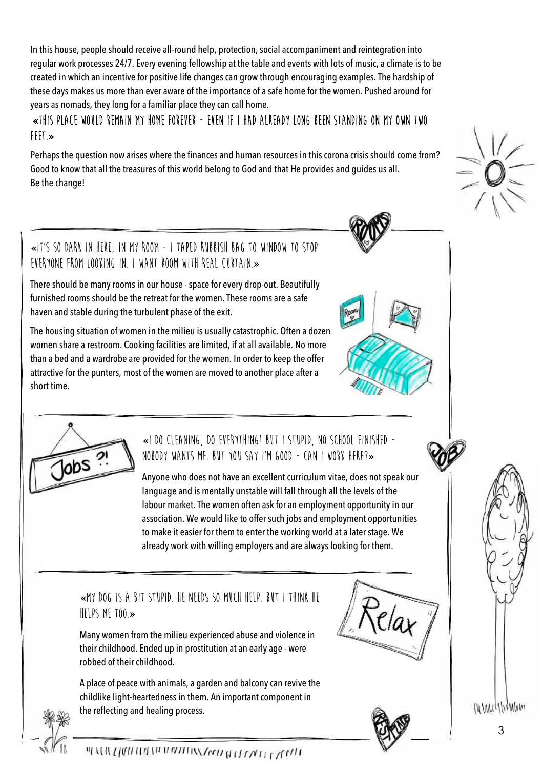In this house, people should receive all-round help, protection, social accompaniment and reintegration into regular work processes 24/7. Every evening fellowship at the table and events with lots of music, a climate is to be created in which an incentive for positive life changes can grow through encouraging examples. The hardship of these days makes us more than ever aware of the importance of a safe home for the women. Pushed around for years as nomads, they long for a familiar place they can call home.

«THIS PLACE WOULD REMAIN MY HOME FOREVER - EVEN IF I HAD ALREADY LONG BEEN STANDING ON MY OWN TWO FEET.»

Perhaps the question now arises where the finances and human resources in this corona crisis should come from? Good to know that all the treasures of this world belong to God and that He provides and guides us all.
Be the change!

ROOMS

«IT'S SO DARK IN HERE, IN MY ROOM - I TAPED RUBBISH BAG TO WINDOW TO STOP EVERYONE FROM LOOKING IN. I WANT ROOM WITH REAL CURTAIN.»

There should be many rooms in our house - space for every drop-out. Beautifully furnished rooms should be the retreat for the women. These rooms are a safe haven and stable during the turbulent phase of the exit.

The housing situation of women in the milieu is usually catastrophic. Often a dozen women share a restroom. Cooking facilities are limited, if at all available. No more than a bed and a wardrobe are provided for the women. In order to keep the offer attractive for the punters, most of the women are moved to another place after a short time.

Jobs ?!

JOB

«I DO CLEANING, DO EVERYTHING! BUT I STUPID, NO SCHOOL FINISHED - NOBODY WANTS ME. BUT YOU SAY I'M GOOD - CAN I WORK HERE?»

Anyone who does not have an excellent curriculum vitae, does not speak our language and is mentally unstable will fall through all the levels of the labour market. The women often ask for an employment opportunity in our association. We would like to offer such jobs and employment opportunities to make it easier for them to enter the working world at a later stage. We already work with willing employers and are always looking for them.

«MY DOG IS A BIT STUPID. HE NEEDS SO MUCH HELP. BUT I THINK HE HELPS ME TOO.»

Relax

Many women from the milieu experienced abuse and violence in their childhood. Ended up in prostitution at an early age - were robbed of their childhood.

A place of peace with animals, a garden and balcony can revive the childlike light-heartedness in them. An important component in the reflecting and healing process.

RESPITE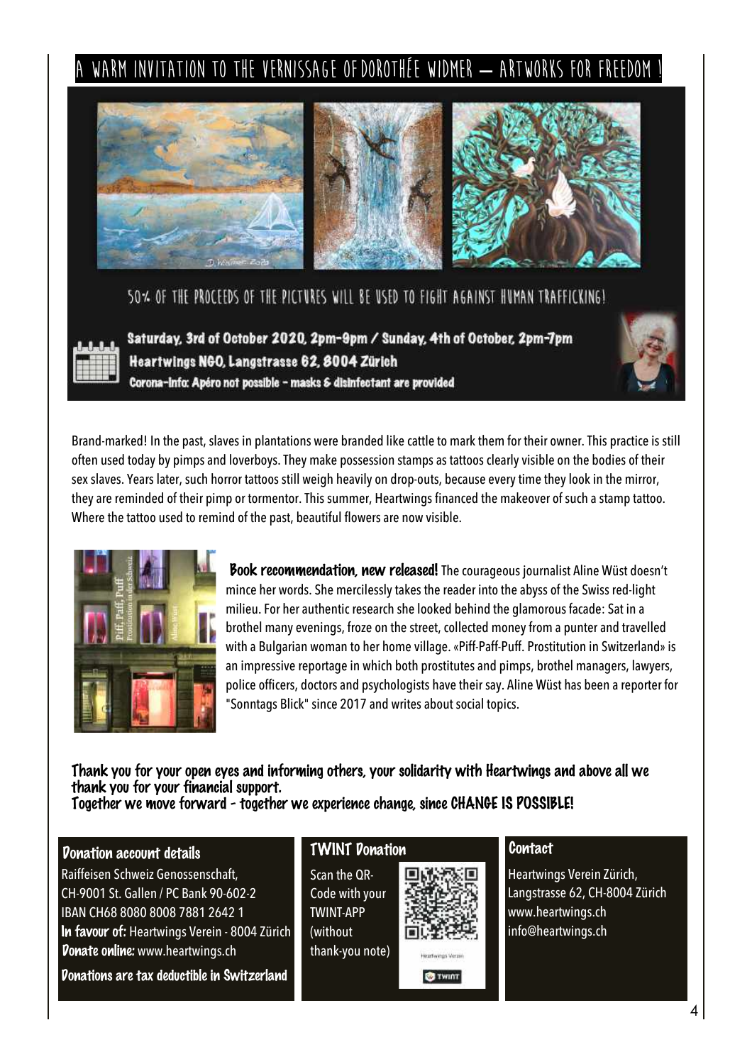# A WARM INVITATION TO THE VERNISSAGE OF DOROTHÉE WIDMER – ARTWORKS FOR FREEDOM !

50% OF THE PROCEEDS OF THE PICTURES WILL BE USED TO FIGHT AGAINST HUMAN TRAFFICKING!

**Saturday, 3rd of October 2020, 2pm-9pm / Sunday, 4th of October, 2pm-7pm**
**Heartwings NGO, Langstrasse 62, 8004 Zürich**
**Corona-Info: Apéro not possible – masks & disinfectant are provided**

Brand-marked! In the past, slaves in plantations were branded like cattle to mark them for their owner. This practice is still often used today by pimps and loverboys. They make possession stamps as tattoos clearly visible on the bodies of their sex slaves. Years later, such horror tattoos still weigh heavily on drop-outs, because every time they look in the mirror, they are reminded of their pimp or tormentor. This summer, Heartwings financed the makeover of such a stamp tattoo. Where the tattoo used to remind of the past, beautiful flowers are now visible.

**Book recommendation, new released!** The courageous journalist Aline Wüst doesn't mince her words. She mercilessly takes the reader into the abyss of the Swiss red-light milieu. For her authentic research she looked behind the glamorous facade: Sat in a brothel many evenings, froze on the street, collected money from a punter and travelled with a Bulgarian woman to her home village. «Piff-Paff-Puff. Prostitution in Switzerland» is an impressive reportage in which both prostitutes and pimps, brothel managers, lawyers, police officers, doctors and psychologists have their say. Aline Wüst has been a reporter for "Sonntags Blick" since 2017 and writes about social topics.

**Thank you for your open eyes and informing others, your solidarity with Heartwings and above all we thank you for your financial support.**
**Together we move forward - together we experience change, since CHANGE IS POSSIBLE!**

### Donation account details

Raiffeisen Schweiz Genossenschaft,
CH-9001 St. Gallen / PC Bank 90-602-2
IBAN CH68 8080 8008 7881 2642 1
**In favour of:** Heartwings Verein - 8004 Zürich
**Donate online:** www.heartwings.ch

**Donations are tax deductible in Switzerland**

### TWINT Donation

Scan the QR-Code with your TWINT-APP (without thank-you note)

### Contact

Heartwings Verein Zürich,
Langstrasse 62, CH-8004 Zürich
www.heartwings.ch
info@heartwings.ch